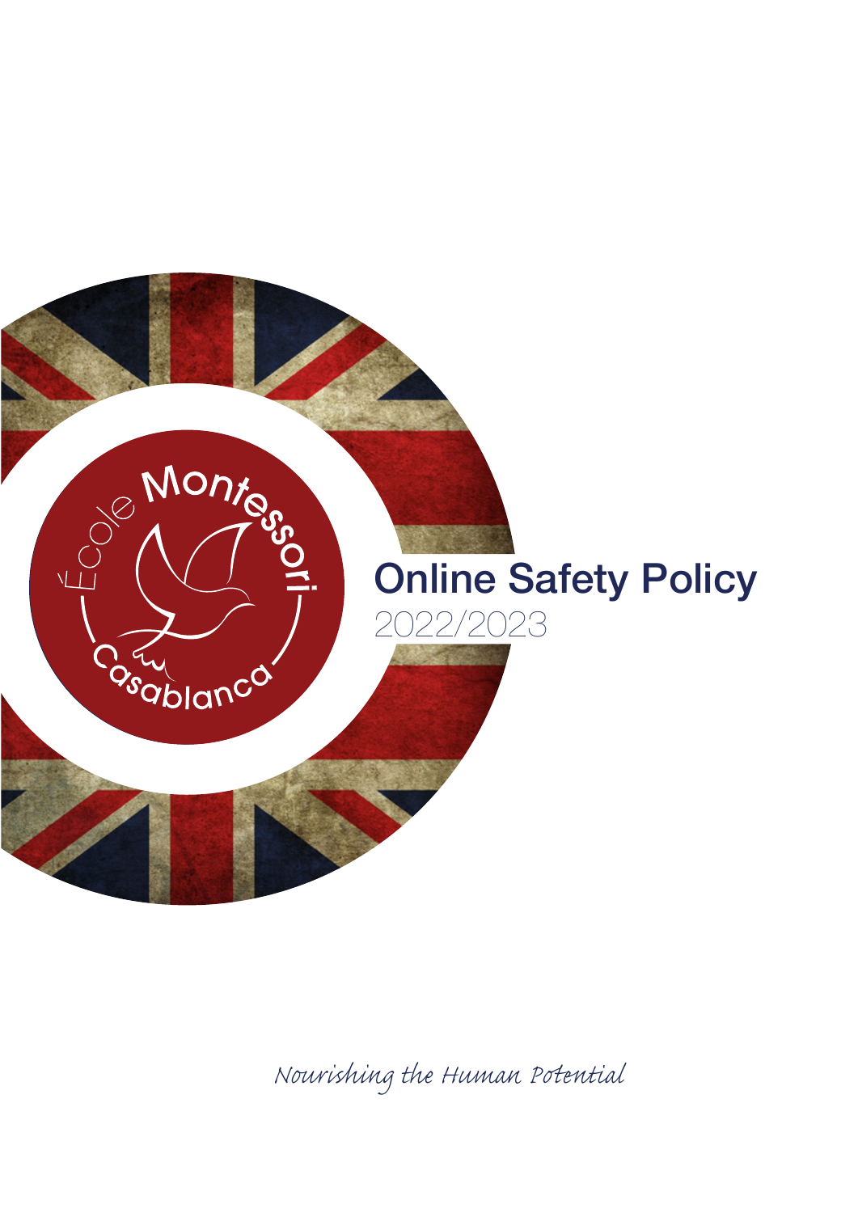École Montessori Casablanca

# Online Safety Policy

2022/2023

*Nourishing the Human Potential*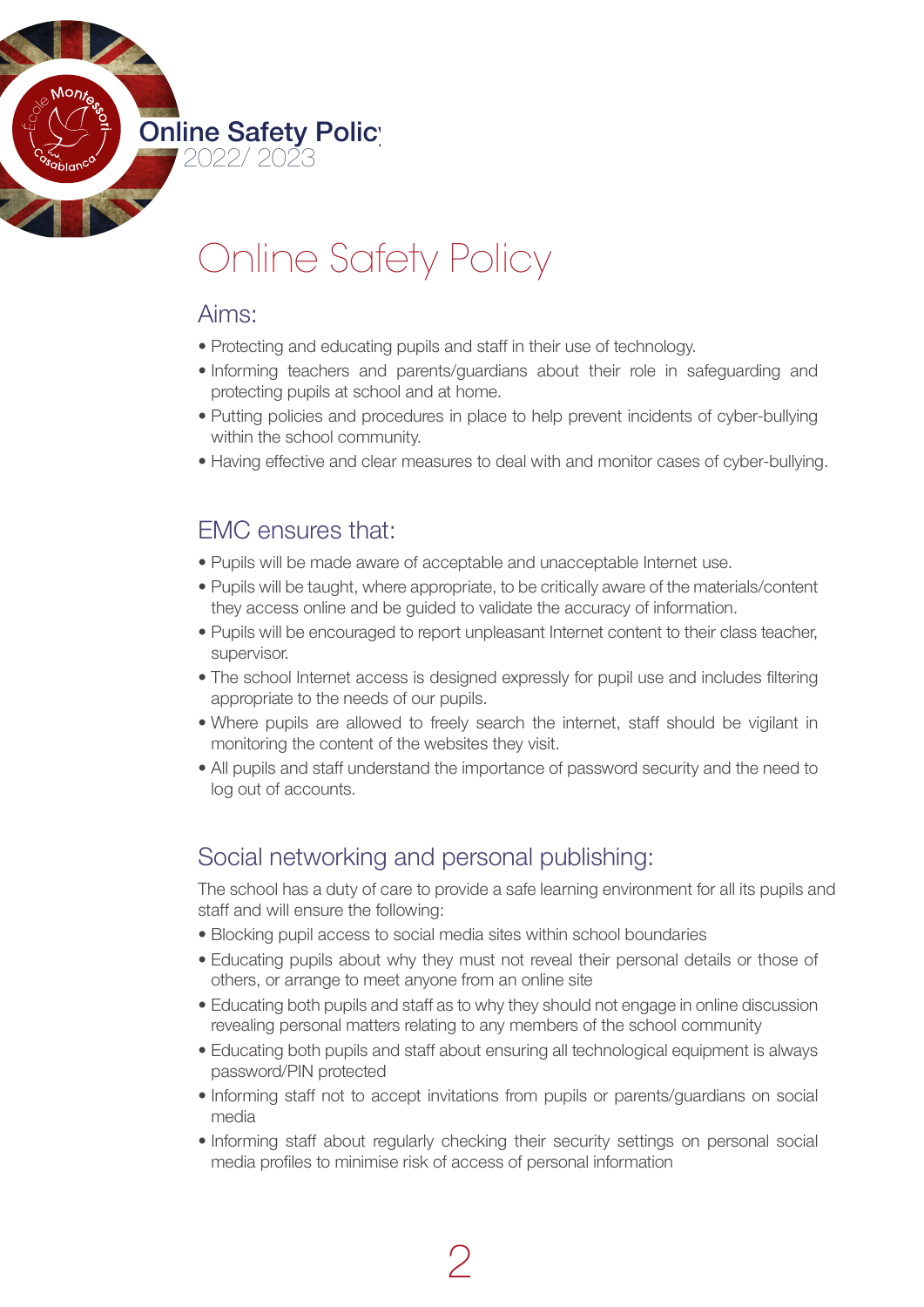# Online Safety Policy

## Aims:

- Protecting and educating pupils and staff in their use of technology.
- Informing teachers and parents/guardians about their role in safeguarding and protecting pupils at school and at home.
- Putting policies and procedures in place to help prevent incidents of cyber-bullying within the school community.
- Having effective and clear measures to deal with and monitor cases of cyber-bullying.

## EMC ensures that:

- Pupils will be made aware of acceptable and unacceptable Internet use.
- Pupils will be taught, where appropriate, to be critically aware of the materials/content they access online and be guided to validate the accuracy of information.
- Pupils will be encouraged to report unpleasant Internet content to their class teacher, supervisor.
- The school Internet access is designed expressly for pupil use and includes filtering appropriate to the needs of our pupils.
- Where pupils are allowed to freely search the internet, staff should be vigilant in monitoring the content of the websites they visit.
- All pupils and staff understand the importance of password security and the need to log out of accounts.

## Social networking and personal publishing:

The school has a duty of care to provide a safe learning environment for all its pupils and staff and will ensure the following:

- Blocking pupil access to social media sites within school boundaries
- Educating pupils about why they must not reveal their personal details or those of others, or arrange to meet anyone from an online site
- Educating both pupils and staff as to why they should not engage in online discussion revealing personal matters relating to any members of the school community
- Educating both pupils and staff about ensuring all technological equipment is always password/PIN protected
- Informing staff not to accept invitations from pupils or parents/guardians on social media
- Informing staff about regularly checking their security settings on personal social media profiles to minimise risk of access of personal information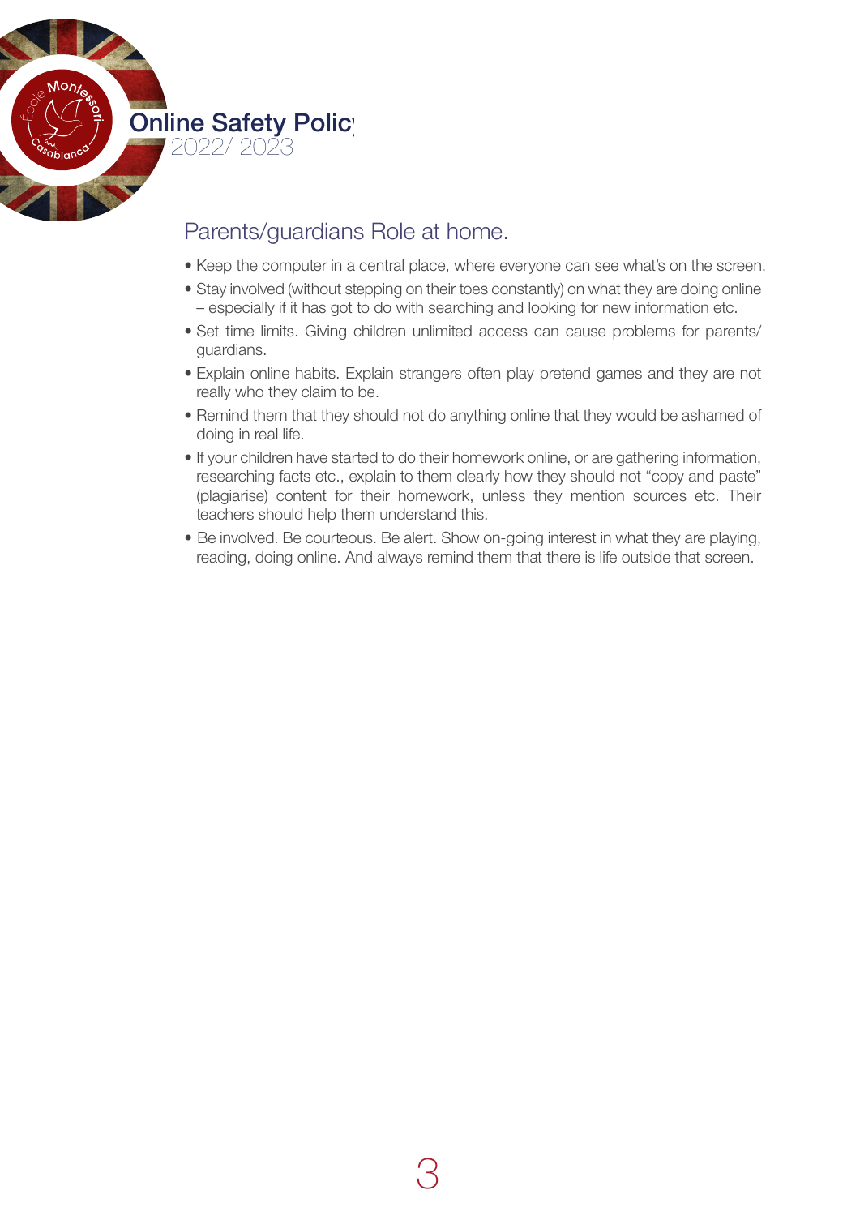## Parents/guardians Role at home.

- Keep the computer in a central place, where everyone can see what's on the screen.
- Stay involved (without stepping on their toes constantly) on what they are doing online – especially if it has got to do with searching and looking for new information etc.
- Set time limits. Giving children unlimited access can cause problems for parents/ guardians.
- Explain online habits. Explain strangers often play pretend games and they are not really who they claim to be.
- Remind them that they should not do anything online that they would be ashamed of doing in real life.
- If your children have started to do their homework online, or are gathering information, researching facts etc., explain to them clearly how they should not "copy and paste" (plagiarise) content for their homework, unless they mention sources etc. Their teachers should help them understand this.
- Be involved. Be courteous. Be alert. Show on-going interest in what they are playing, reading, doing online. And always remind them that there is life outside that screen.